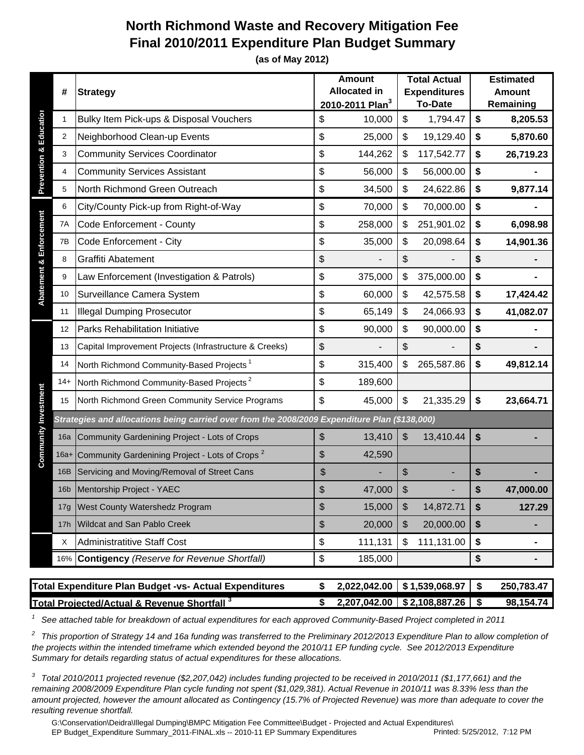# North Richmond Waste and Recovery Mitigation Fee
## Final 2010/2011 Expenditure Plan Budget Summary

**(as of May 2012)**

| Category | # | Strategy | Amount Allocated in 2010-2011 Plan[3] | Total Actual Expenditures To-Date | Estimated Amount Remaining |
|---|---|---|---|---|---|
| Prevention & Education | 1 | Bulky Item Pick-ups & Disposal Vouchers | $ 10,000 | $ 1,794.47 | **$ 8,205.53** |
| | 2 | Neighborhood Clean-up Events | $ 25,000 | $ 19,129.40 | **$ 5,870.60** |
| | 3 | Community Services Coordinator | $ 144,262 | $ 117,542.77 | **$ 26,719.23** |
| | 4 | Community Services Assistant | $ 56,000 | $ 56,000.00 | **$ -** |
| | 5 | North Richmond Green Outreach | $ 34,500 | $ 24,622.86 | **$ 9,877.14** |
| Abatement & Enforcement | 6 | City/County Pick-up from Right-of-Way | $ 70,000 | $ 70,000.00 | **$ -** |
| | 7A | Code Enforcement - County | $ 258,000 | $ 251,901.02 | **$ 6,098.98** |
| | 7B | Code Enforcement - City | $ 35,000 | $ 20,098.64 | **$ 14,901.36** |
| | 8 | Graffiti Abatement | $ - | $ - | **$ -** |
| | 9 | Law Enforcement (Investigation & Patrols) | $ 375,000 | $ 375,000.00 | **$ -** |
| | 10 | Surveillance Camera System | $ 60,000 | $ 42,575.58 | **$ 17,424.42** |
| | 11 | Illegal Dumping Prosecutor | $ 65,149 | $ 24,066.93 | **$ 41,082.07** |
| Community Investment | 12 | Parks Rehabilitation Initiative | $ 90,000 | $ 90,000.00 | **$ -** |
| | 13 | Capital Improvement Projects (Infrastructure & Creeks) | $ - | $ - | **$ -** |
| | 14 | North Richmond Community-Based Projects[1] | $ 315,400 | $ 265,587.86 | **$ 49,812.14** |
| | 14+ | North Richmond Community-Based Projects[2] | $ 189,600 | | |
| | 15 | North Richmond Green Community Service Programs | $ 45,000 | $ 21,335.29 | **$ 23,664.71** |
| | | *Strategies and allocations being carried over from the 2008/2009 Expenditure Plan ($138,000)* | | | |
| | 16a | Community Gardenining Project - Lots of Crops | $ 13,410 | $ 13,410.44 | **$ -** |
| | 16a+ | Community Gardenining Project - Lots of Crops[2] | $ 42,590 | | |
| | 16B | Servicing and Moving/Removal of Street Cans | $ - | $ - | **$ -** |
| | 16b | Mentorship Project - YAEC | $ 47,000 | $ - | **$ 47,000.00** |
| | 17g | West County Watershedz Program | $ 15,000 | $ 14,872.71 | **$ 127.29** |
| | 17h | Wildcat and San Pablo Creek | $ 20,000 | $ 20,000.00 | **$ -** |
| | X | Administratitive Staff Cost | $ 111,131 | $ 111,131.00 | **$ -** |
| | 16% | **Contigency** *(Reserve for Revenue Shortfall)* | $ 185,000 | | **$ -** |
| **Total Expenditure Plan Budget -vs- Actual Expenditures** | | | **$ 2,022,042.00** | **$ 1,539,068.97** | **$ 250,783.47** |
| **Total Projected/Actual & Revenue Shortfall[3]** | | | **$ 2,207,042.00** | **$ 2,108,887.26** | **$ 98,154.74** |

*[1] See attached table for breakdown of actual expenditures for each approved Community-Based Project completed in 2011*

*[2] This proportion of Strategy 14 and 16a funding was transferred to the Preliminary 2012/2013 Expenditure Plan to allow completion of the projects within the intended timeframe which extended beyond the 2010/11 EP funding cycle. See 2012/2013 Expenditure Summary for details regarding status of actual expenditures for these allocations.*

*[3] Total 2010/2011 projected revenue ($2,207,042) includes funding projected to be received in 2010/2011 ($1,177,661) and the remaining 2008/2009 Expenditure Plan cycle funding not spent ($1,029,381). Actual Revenue in 2010/11 was 8.33% less than the amount projected, however the amount allocated as Contingency (15.7% of Projected Revenue) was more than adequate to cover the resulting revenue shortfall.*

G:\Conservation\Deidra\Illegal Dumping\BMPC Mitigation Fee Committee\Budget - Projected and Actual Expenditures\
EP Budget_Expenditure Summary_2011-FINAL.xls -- 2010-11 EP Summary Expenditures    Printed: 5/25/2012, 7:12 PM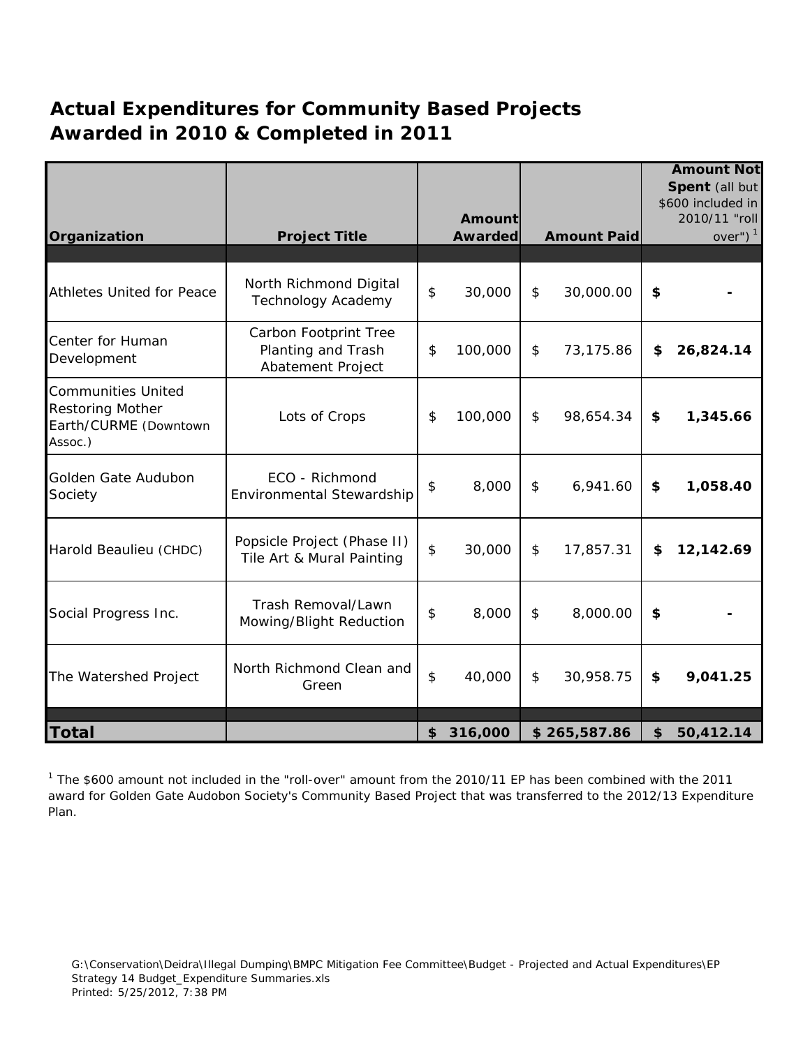# Actual Expenditures for Community Based Projects Awarded in 2010 & Completed in 2011

| Organization | Project Title | Amount Awarded | Amount Paid | Amount Not Spent (all but $600 included in 2010/11 "roll over")[1] |
|---|---|---|---|---|
| Athletes United for Peace | North Richmond Digital Technology Academy | $ 30,000 | $ 30,000.00 | $ - |
| Center for Human Development | Carbon Footprint Tree Planting and Trash Abatement Project | $ 100,000 | $ 73,175.86 | **$ 26,824.14** |
| Communities United Restoring Mother Earth/CURME (Downtown Assoc.) | Lots of Crops | $ 100,000 | $ 98,654.34 | **$ 1,345.66** |
| Golden Gate Audubon Society | ECO - Richmond Environmental Stewardship | $ 8,000 | $ 6,941.60 | **$ 1,058.40** |
| Harold Beaulieu (CHDC) | Popsicle Project (Phase II) Tile Art & Mural Painting | $ 30,000 | $ 17,857.31 | **$ 12,142.69** |
| Social Progress Inc. | Trash Removal/Lawn Mowing/Blight Reduction | $ 8,000 | $ 8,000.00 | $ - |
| The Watershed Project | North Richmond Clean and Green | $ 40,000 | $ 30,958.75 | **$ 9,041.25** |
| **Total** | | **$ 316,000** | **$ 265,587.86** | **$ 50,412.14** |

[1] The $600 amount not included in the "roll-over" amount from the 2010/11 EP has been combined with the 2011 award for Golden Gate Audubon Society's Community Based Project that was transferred to the 2012/13 Expenditure Plan.

G:\Conservation\Deidra\Illegal Dumping\BMPC Mitigation Fee Committee\Budget - Projected and Actual Expenditures\EP Strategy 14 Budget_Expenditure Summaries.xls
Printed: 5/25/2012, 7:38 PM